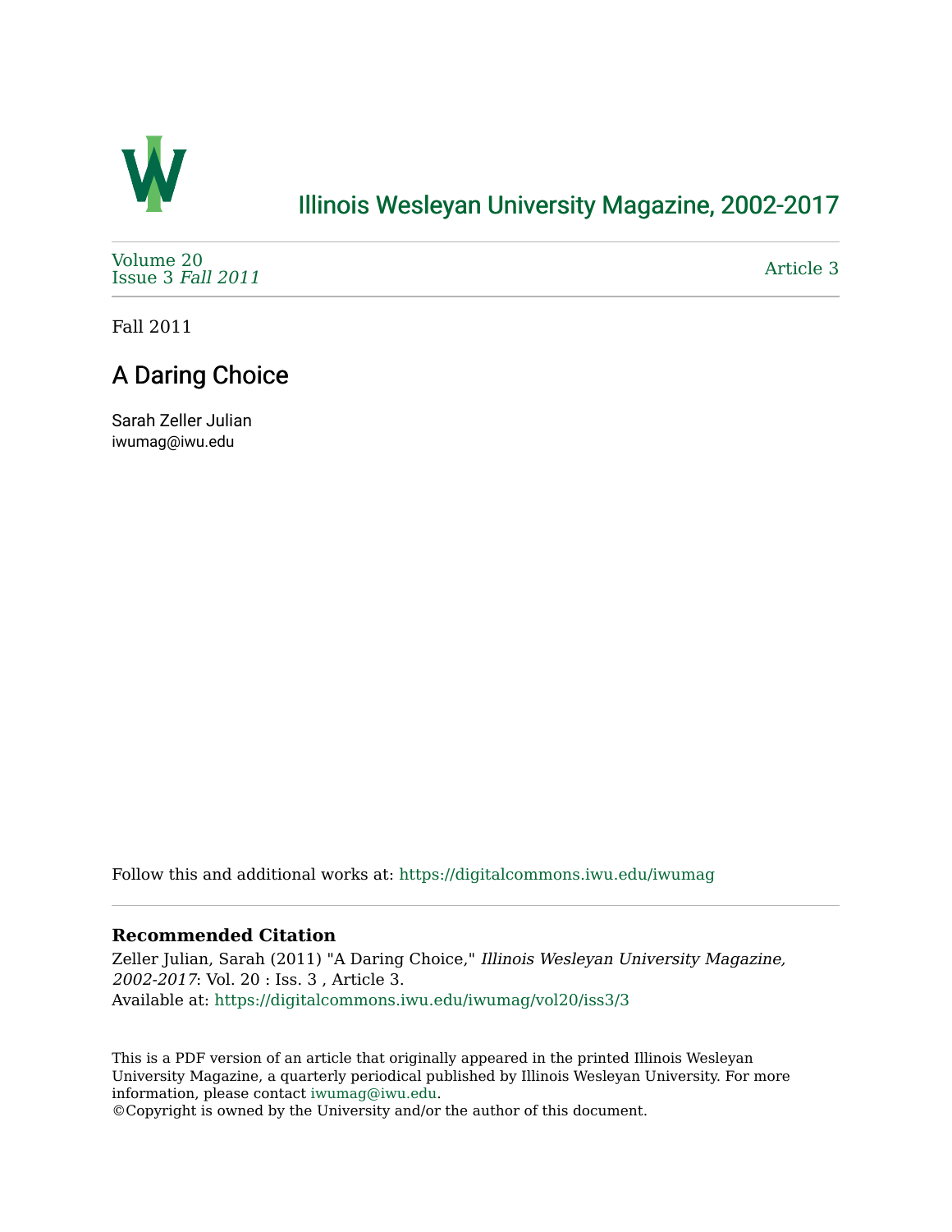# Illinois Wesleyan University Magazine, 2002-2017

Volume 20
Issue 3 *Fall 2011*

Article 3

Fall 2011

## A Daring Choice

Sarah Zeller Julian
iwumag@iwu.edu

Follow this and additional works at: https://digitalcommons.iwu.edu/iwumag

**Recommended Citation**

Zeller Julian, Sarah (2011) "A Daring Choice," *Illinois Wesleyan University Magazine, 2002-2017*: Vol. 20 : Iss. 3 , Article 3.
Available at: https://digitalcommons.iwu.edu/iwumag/vol20/iss3/3

This is a PDF version of an article that originally appeared in the printed Illinois Wesleyan University Magazine, a quarterly periodical published by Illinois Wesleyan University. For more information, please contact iwumag@iwu.edu.
©Copyright is owned by the University and/or the author of this document.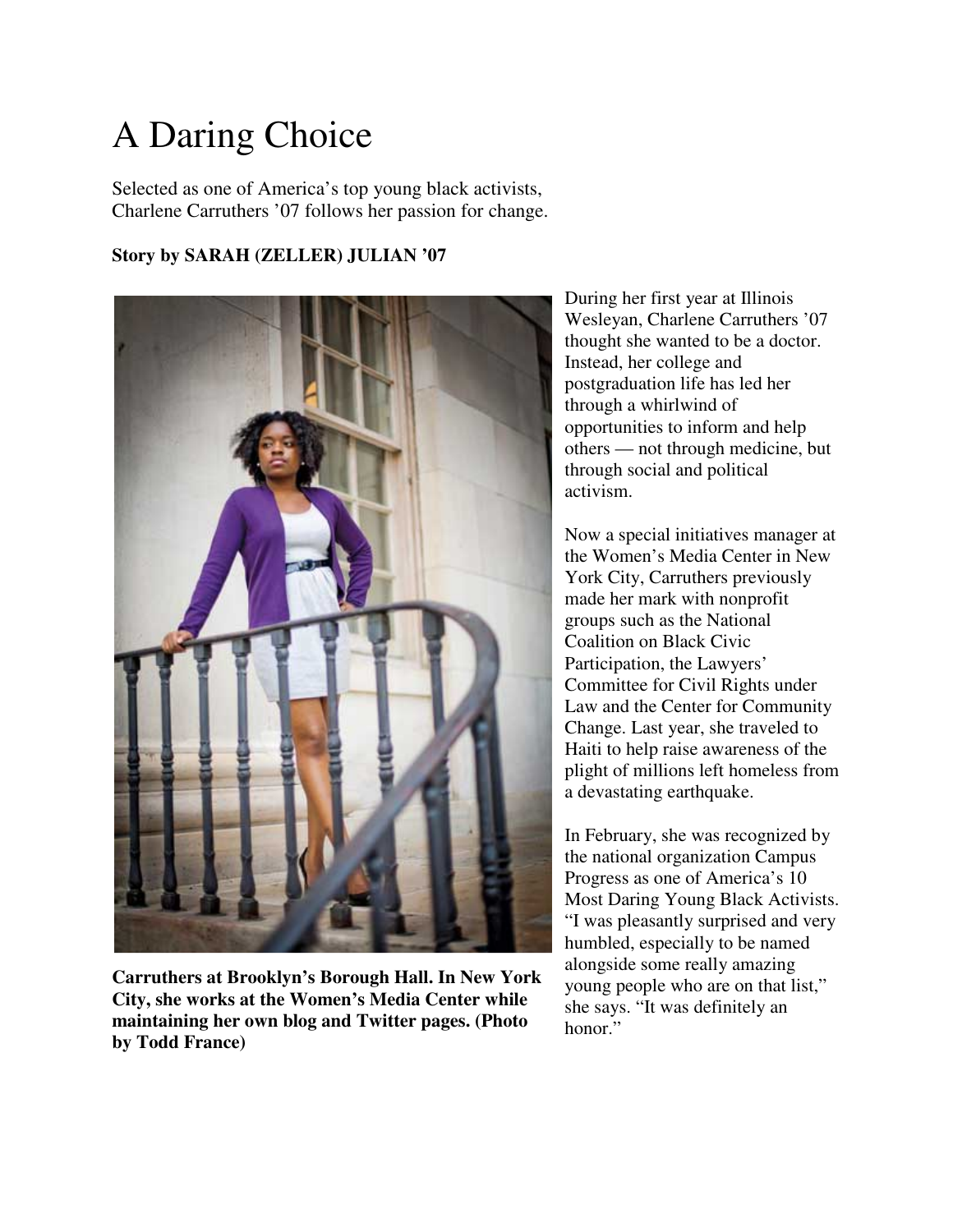# A Daring Choice

Selected as one of America's top young black activists, Charlene Carruthers '07 follows her passion for change.

**Story by SARAH (ZELLER) JULIAN '07**

**Carruthers at Brooklyn's Borough Hall. In New York City, she works at the Women's Media Center while maintaining her own blog and Twitter pages. (Photo by Todd France)**

During her first year at Illinois Wesleyan, Charlene Carruthers '07 thought she wanted to be a doctor. Instead, her college and postgraduation life has led her through a whirlwind of opportunities to inform and help others — not through medicine, but through social and political activism.

Now a special initiatives manager at the Women's Media Center in New York City, Carruthers previously made her mark with nonprofit groups such as the National Coalition on Black Civic Participation, the Lawyers' Committee for Civil Rights under Law and the Center for Community Change. Last year, she traveled to Haiti to help raise awareness of the plight of millions left homeless from a devastating earthquake.

In February, she was recognized by the national organization Campus Progress as one of America's 10 Most Daring Young Black Activists. "I was pleasantly surprised and very humbled, especially to be named alongside some really amazing young people who are on that list," she says. "It was definitely an honor."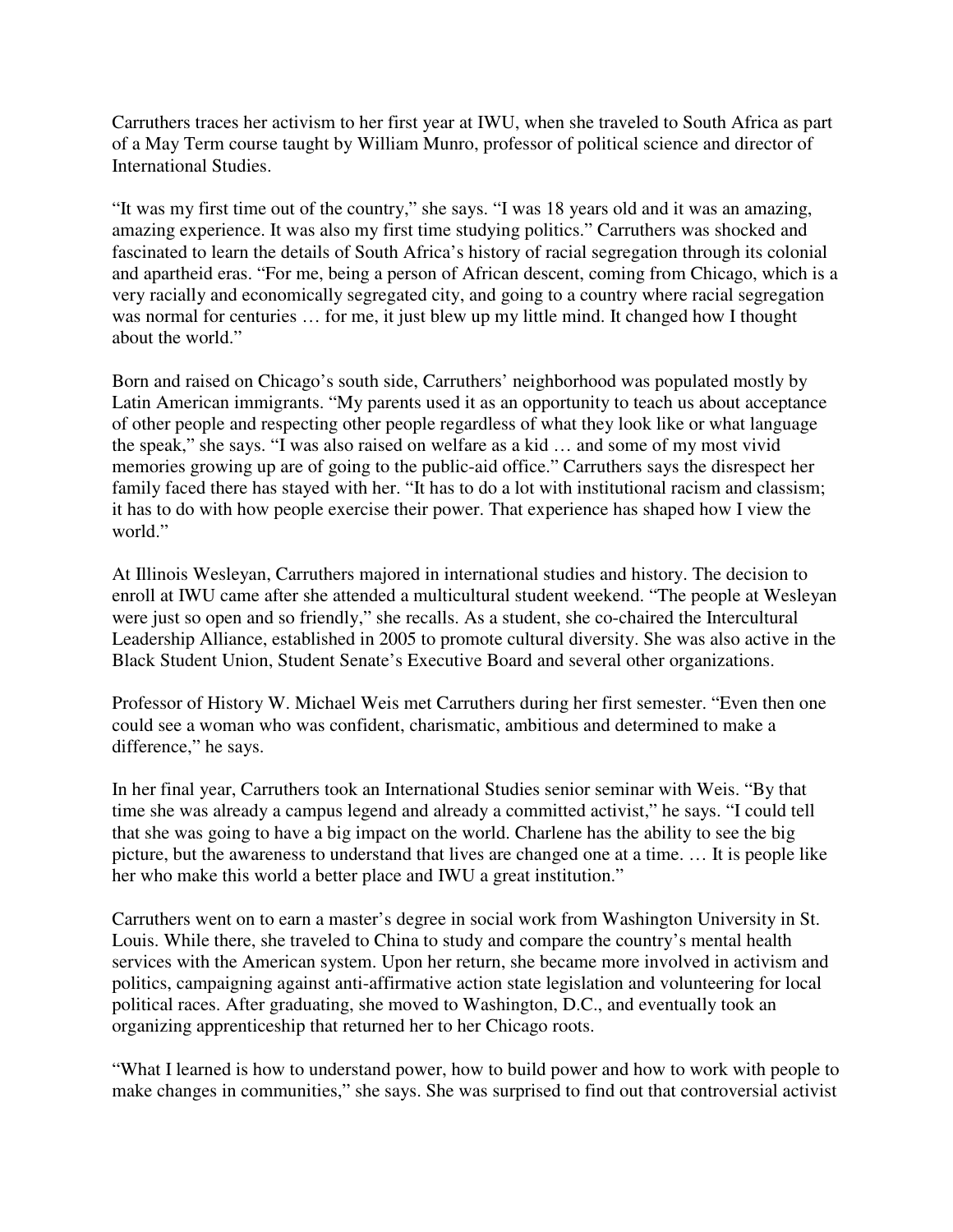Carruthers traces her activism to her first year at IWU, when she traveled to South Africa as part of a May Term course taught by William Munro, professor of political science and director of International Studies.

"It was my first time out of the country," she says. "I was 18 years old and it was an amazing, amazing experience. It was also my first time studying politics." Carruthers was shocked and fascinated to learn the details of South Africa's history of racial segregation through its colonial and apartheid eras. "For me, being a person of African descent, coming from Chicago, which is a very racially and economically segregated city, and going to a country where racial segregation was normal for centuries … for me, it just blew up my little mind. It changed how I thought about the world."

Born and raised on Chicago's south side, Carruthers' neighborhood was populated mostly by Latin American immigrants. "My parents used it as an opportunity to teach us about acceptance of other people and respecting other people regardless of what they look like or what language the speak," she says. "I was also raised on welfare as a kid … and some of my most vivid memories growing up are of going to the public-aid office." Carruthers says the disrespect her family faced there has stayed with her. "It has to do a lot with institutional racism and classism; it has to do with how people exercise their power. That experience has shaped how I view the world."

At Illinois Wesleyan, Carruthers majored in international studies and history. The decision to enroll at IWU came after she attended a multicultural student weekend. "The people at Wesleyan were just so open and so friendly," she recalls. As a student, she co-chaired the Intercultural Leadership Alliance, established in 2005 to promote cultural diversity. She was also active in the Black Student Union, Student Senate's Executive Board and several other organizations.

Professor of History W. Michael Weis met Carruthers during her first semester. "Even then one could see a woman who was confident, charismatic, ambitious and determined to make a difference," he says.

In her final year, Carruthers took an International Studies senior seminar with Weis. "By that time she was already a campus legend and already a committed activist," he says. "I could tell that she was going to have a big impact on the world. Charlene has the ability to see the big picture, but the awareness to understand that lives are changed one at a time. … It is people like her who make this world a better place and IWU a great institution."

Carruthers went on to earn a master's degree in social work from Washington University in St. Louis. While there, she traveled to China to study and compare the country's mental health services with the American system. Upon her return, she became more involved in activism and politics, campaigning against anti-affirmative action state legislation and volunteering for local political races. After graduating, she moved to Washington, D.C., and eventually took an organizing apprenticeship that returned her to her Chicago roots.

"What I learned is how to understand power, how to build power and how to work with people to make changes in communities," she says. She was surprised to find out that controversial activist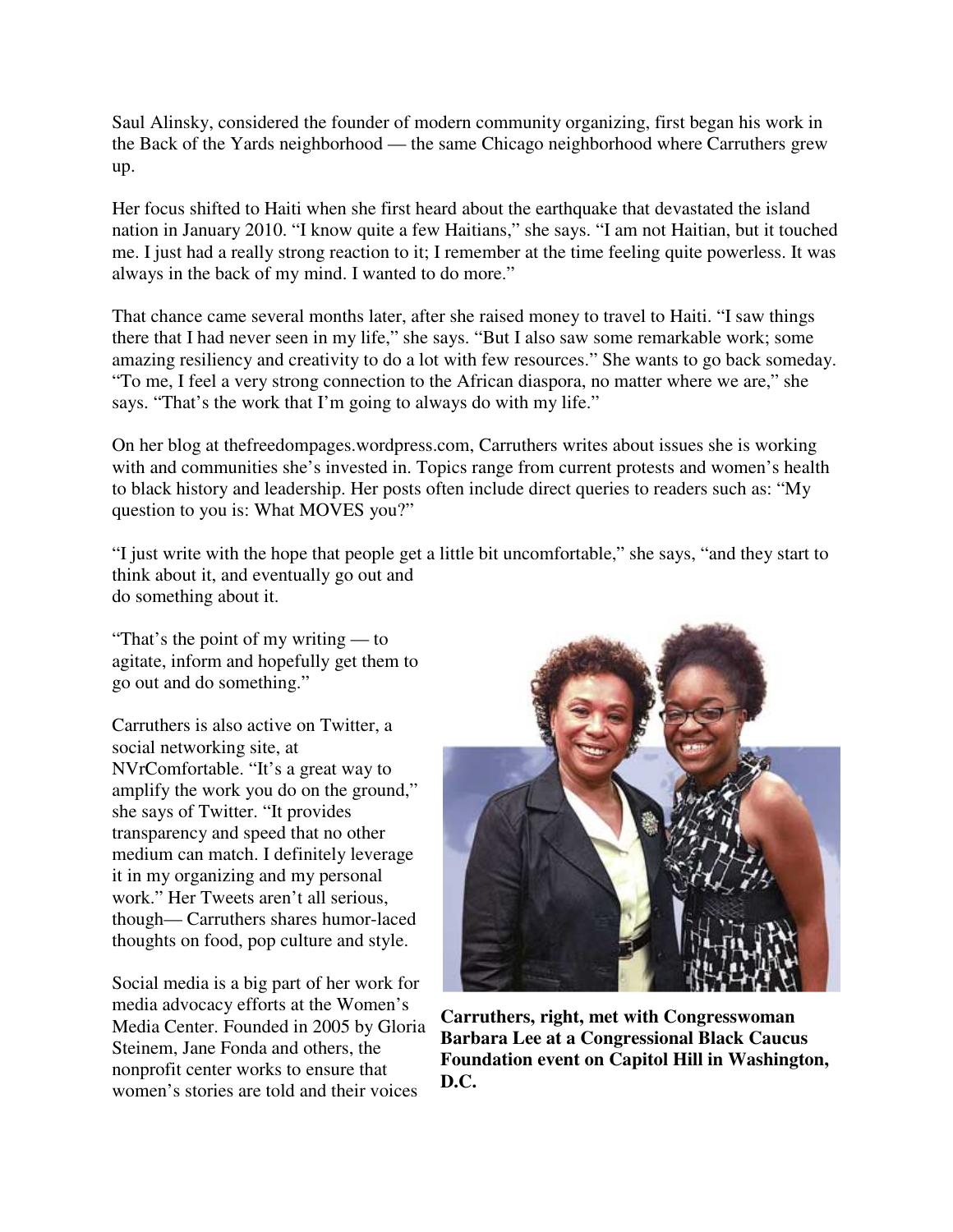Saul Alinsky, considered the founder of modern community organizing, first began his work in the Back of the Yards neighborhood — the same Chicago neighborhood where Carruthers grew up.

Her focus shifted to Haiti when she first heard about the earthquake that devastated the island nation in January 2010. "I know quite a few Haitians," she says. "I am not Haitian, but it touched me. I just had a really strong reaction to it; I remember at the time feeling quite powerless. It was always in the back of my mind. I wanted to do more."

That chance came several months later, after she raised money to travel to Haiti. "I saw things there that I had never seen in my life," she says. "But I also saw some remarkable work; some amazing resiliency and creativity to do a lot with few resources." She wants to go back someday. "To me, I feel a very strong connection to the African diaspora, no matter where we are," she says. "That's the work that I'm going to always do with my life."

On her blog at thefreedompages.wordpress.com, Carruthers writes about issues she is working with and communities she's invested in. Topics range from current protests and women's health to black history and leadership. Her posts often include direct queries to readers such as: "My question to you is: What MOVES you?"

"I just write with the hope that people get a little bit uncomfortable," she says, "and they start to think about it, and eventually go out and do something about it.

"That's the point of my writing — to agitate, inform and hopefully get them to go out and do something."

Carruthers is also active on Twitter, a social networking site, at NVrComfortable. "It's a great way to amplify the work you do on the ground," she says of Twitter. "It provides transparency and speed that no other medium can match. I definitely leverage it in my organizing and my personal work." Her Tweets aren't all serious, though— Carruthers shares humor-laced thoughts on food, pop culture and style.

**Carruthers, right, met with Congresswoman Barbara Lee at a Congressional Black Caucus Foundation event on Capitol Hill in Washington, D.C.**

Social media is a big part of her work for media advocacy efforts at the Women's Media Center. Founded in 2005 by Gloria Steinem, Jane Fonda and others, the nonprofit center works to ensure that women's stories are told and their voices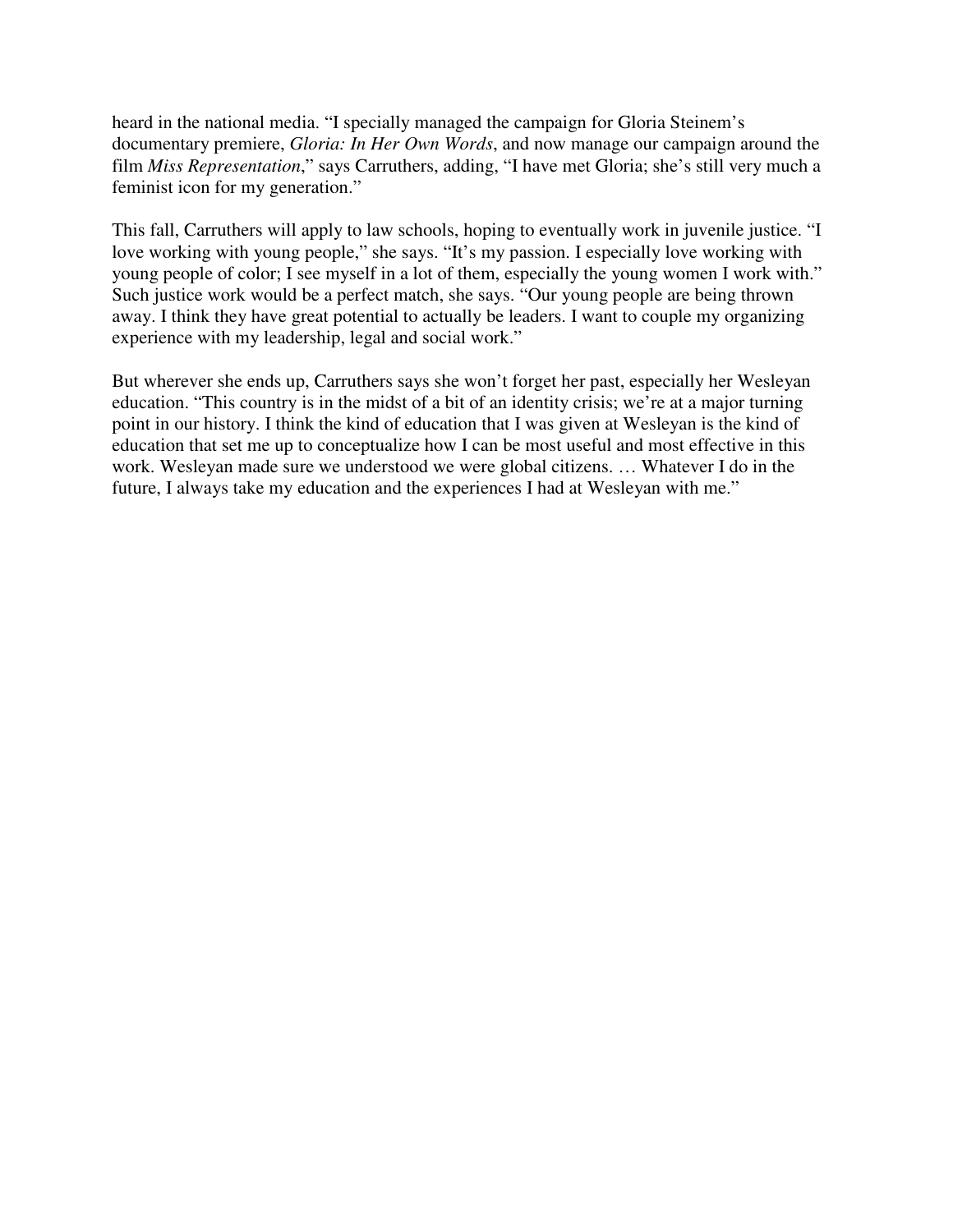heard in the national media. "I specially managed the campaign for Gloria Steinem's documentary premiere, *Gloria: In Her Own Words*, and now manage our campaign around the film *Miss Representation*," says Carruthers, adding, "I have met Gloria; she's still very much a feminist icon for my generation."

This fall, Carruthers will apply to law schools, hoping to eventually work in juvenile justice. "I love working with young people," she says. "It's my passion. I especially love working with young people of color; I see myself in a lot of them, especially the young women I work with." Such justice work would be a perfect match, she says. "Our young people are being thrown away. I think they have great potential to actually be leaders. I want to couple my organizing experience with my leadership, legal and social work."

But wherever she ends up, Carruthers says she won't forget her past, especially her Wesleyan education. "This country is in the midst of a bit of an identity crisis; we're at a major turning point in our history. I think the kind of education that I was given at Wesleyan is the kind of education that set me up to conceptualize how I can be most useful and most effective in this work. Wesleyan made sure we understood we were global citizens. … Whatever I do in the future, I always take my education and the experiences I had at Wesleyan with me."